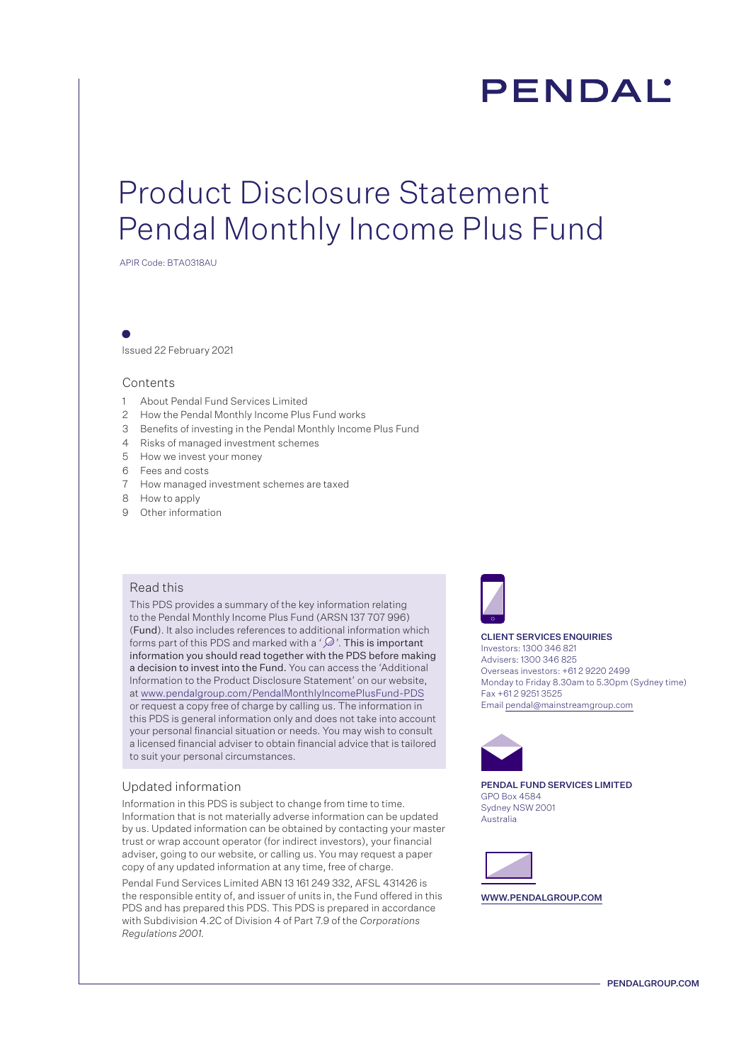PENDAL

# Product Disclosure Statement
# Pendal Monthly Income Plus Fund

APIR Code: BTA0318AU

Issued 22 February 2021

## Contents

1. About Pendal Fund Services Limited
2. How the Pendal Monthly Income Plus Fund works
3. Benefits of investing in the Pendal Monthly Income Plus Fund
4. Risks of managed investment schemes
5. How we invest your money
6. Fees and costs
7. How managed investment schemes are taxed
8. How to apply
9. Other information

## Read this

This PDS provides a summary of the key information relating to the Pendal Monthly Income Plus Fund (ARSN 137 707 996) (**Fund**). It also includes references to additional information which forms part of this PDS and marked with a '🔍'. **This is important information you should read together with the PDS before making a decision to invest into the Fund.** You can access the 'Additional Information to the Product Disclosure Statement' on our website, at www.pendalgroup.com/PendalMonthlyIncomePlusFund-PDS or request a copy free of charge by calling us. The information in this PDS is general information only and does not take into account your personal financial situation or needs. You may wish to consult a licensed financial adviser to obtain financial advice that is tailored to suit your personal circumstances.

## Updated information

Information in this PDS is subject to change from time to time. Information that is not materially adverse information can be updated by us. Updated information can be obtained by contacting your master trust or wrap account operator (for indirect investors), your financial adviser, going to our website, or calling us. You may request a paper copy of any updated information at any time, free of charge.

Pendal Fund Services Limited ABN 13 161 249 332, AFSL 431426 is the responsible entity of, and issuer of units in, the Fund offered in this PDS and has prepared this PDS. This PDS is prepared in accordance with Subdivision 4.2C of Division 4 of Part 7.9 of the *Corporations Regulations 2001*.

**CLIENT SERVICES ENQUIRIES**
Investors: 1300 346 821
Advisers: 1300 346 825
Overseas investors: +61 2 9220 2499
Monday to Friday 8.30am to 5.30pm (Sydney time)
Fax +61 2 9251 3525
Email pendal@mainstreamgroup.com

**PENDAL FUND SERVICES LIMITED**
GPO Box 4584
Sydney NSW 2001
Australia

**WWW.PENDALGROUP.COM**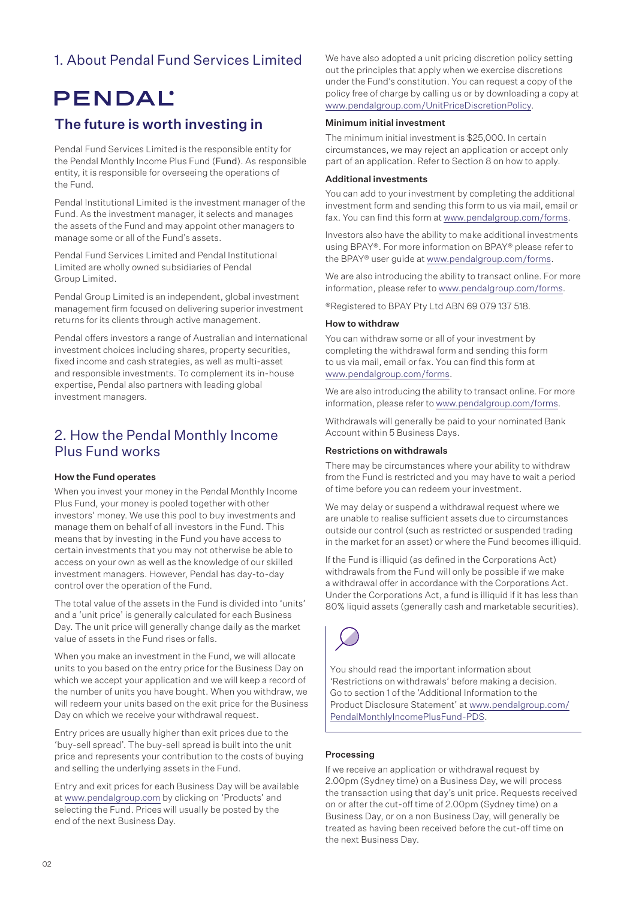# 1. About Pendal Fund Services Limited

PENDAL

## The future is worth investing in

Pendal Fund Services Limited is the responsible entity for the Pendal Monthly Income Plus Fund (Fund). As responsible entity, it is responsible for overseeing the operations of the Fund.

Pendal Institutional Limited is the investment manager of the Fund. As the investment manager, it selects and manages the assets of the Fund and may appoint other managers to manage some or all of the Fund's assets.

Pendal Fund Services Limited and Pendal Institutional Limited are wholly owned subsidiaries of Pendal Group Limited.

Pendal Group Limited is an independent, global investment management firm focused on delivering superior investment returns for its clients through active management.

Pendal offers investors a range of Australian and international investment choices including shares, property securities, fixed income and cash strategies, as well as multi-asset and responsible investments. To complement its in-house expertise, Pendal also partners with leading global investment managers.

# 2. How the Pendal Monthly Income Plus Fund works

### How the Fund operates

When you invest your money in the Pendal Monthly Income Plus Fund, your money is pooled together with other investors' money. We use this pool to buy investments and manage them on behalf of all investors in the Fund. This means that by investing in the Fund you have access to certain investments that you may not otherwise be able to access on your own as well as the knowledge of our skilled investment managers. However, Pendal has day-to-day control over the operation of the Fund.

The total value of the assets in the Fund is divided into 'units' and a 'unit price' is generally calculated for each Business Day. The unit price will generally change daily as the market value of assets in the Fund rises or falls.

When you make an investment in the Fund, we will allocate units to you based on the entry price for the Business Day on which we accept your application and we will keep a record of the number of units you have bought. When you withdraw, we will redeem your units based on the exit price for the Business Day on which we receive your withdrawal request.

Entry prices are usually higher than exit prices due to the 'buy-sell spread'. The buy-sell spread is built into the unit price and represents your contribution to the costs of buying and selling the underlying assets in the Fund.

Entry and exit prices for each Business Day will be available at www.pendalgroup.com by clicking on 'Products' and selecting the Fund. Prices will usually be posted by the end of the next Business Day.

We have also adopted a unit pricing discretion policy setting out the principles that apply when we exercise discretions under the Fund's constitution. You can request a copy of the policy free of charge by calling us or by downloading a copy at www.pendalgroup.com/UnitPriceDiscretionPolicy.

### Minimum initial investment

The minimum initial investment is $25,000. In certain circumstances, we may reject an application or accept only part of an application. Refer to Section 8 on how to apply.

### Additional investments

You can add to your investment by completing the additional investment form and sending this form to us via mail, email or fax. You can find this form at www.pendalgroup.com/forms.

Investors also have the ability to make additional investments using BPAY®. For more information on BPAY® please refer to the BPAY® user guide at www.pendalgroup.com/forms.

We are also introducing the ability to transact online. For more information, please refer to www.pendalgroup.com/forms.

®Registered to BPAY Pty Ltd ABN 69 079 137 518.

### How to withdraw

You can withdraw some or all of your investment by completing the withdrawal form and sending this form to us via mail, email or fax. You can find this form at www.pendalgroup.com/forms.

We are also introducing the ability to transact online. For more information, please refer to www.pendalgroup.com/forms.

Withdrawals will generally be paid to your nominated Bank Account within 5 Business Days.

### Restrictions on withdrawals

There may be circumstances where your ability to withdraw from the Fund is restricted and you may have to wait a period of time before you can redeem your investment.

We may delay or suspend a withdrawal request where we are unable to realise sufficient assets due to circumstances outside our control (such as restricted or suspended trading in the market for an asset) or where the Fund becomes illiquid.

If the Fund is illiquid (as defined in the Corporations Act) withdrawals from the Fund will only be possible if we make a withdrawal offer in accordance with the Corporations Act. Under the Corporations Act, a fund is illiquid if it has less than 80% liquid assets (generally cash and marketable securities).

You should read the important information about 'Restrictions on withdrawals' before making a decision. Go to section 1 of the 'Additional Information to the Product Disclosure Statement' at www.pendalgroup.com/PendalMonthlyIncomePlusFund-PDS.

### Processing

If we receive an application or withdrawal request by 2.00pm (Sydney time) on a Business Day, we will process the transaction using that day's unit price. Requests received on or after the cut-off time of 2.00pm (Sydney time) on a Business Day, or on a non Business Day, will generally be treated as having been received before the cut-off time on the next Business Day.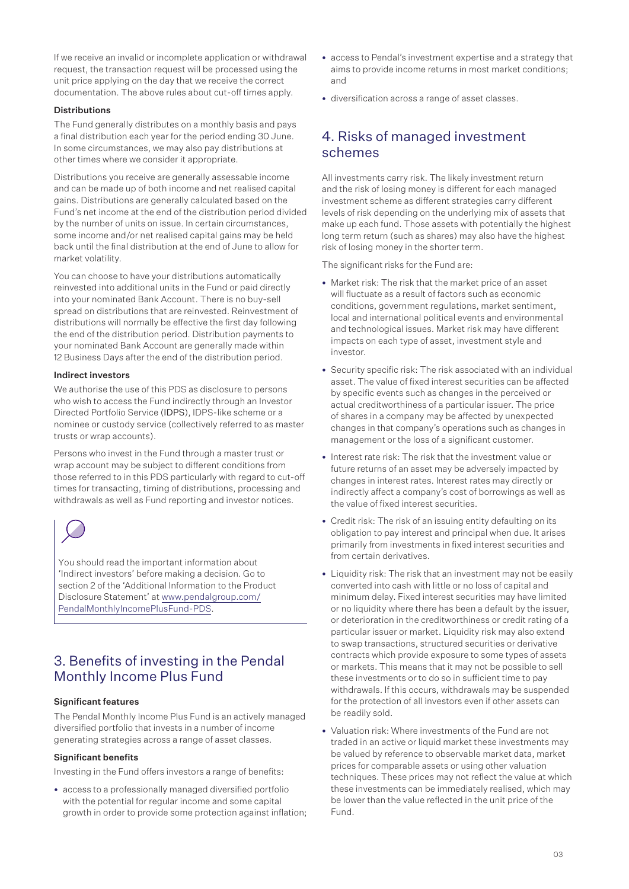If we receive an invalid or incomplete application or withdrawal request, the transaction request will be processed using the unit price applying on the day that we receive the correct documentation. The above rules about cut-off times apply.

#### Distributions

The Fund generally distributes on a monthly basis and pays a final distribution each year for the period ending 30 June. In some circumstances, we may also pay distributions at other times where we consider it appropriate.

Distributions you receive are generally assessable income and can be made up of both income and net realised capital gains. Distributions are generally calculated based on the Fund's net income at the end of the distribution period divided by the number of units on issue. In certain circumstances, some income and/or net realised capital gains may be held back until the final distribution at the end of June to allow for market volatility.

You can choose to have your distributions automatically reinvested into additional units in the Fund or paid directly into your nominated Bank Account. There is no buy-sell spread on distributions that are reinvested. Reinvestment of distributions will normally be effective the first day following the end of the distribution period. Distribution payments to your nominated Bank Account are generally made within 12 Business Days after the end of the distribution period.

#### Indirect investors

We authorise the use of this PDS as disclosure to persons who wish to access the Fund indirectly through an Investor Directed Portfolio Service (IDPS), IDPS-like scheme or a nominee or custody service (collectively referred to as master trusts or wrap accounts).

Persons who invest in the Fund through a master trust or wrap account may be subject to different conditions from those referred to in this PDS particularly with regard to cut-off times for transacting, timing of distributions, processing and withdrawals as well as Fund reporting and investor notices.

You should read the important information about 'Indirect investors' before making a decision. Go to section 2 of the 'Additional Information to the Product Disclosure Statement' at www.pendalgroup.com/PendalMonthlyIncomePlusFund-PDS.

## 3. Benefits of investing in the Pendal Monthly Income Plus Fund

#### Significant features

The Pendal Monthly Income Plus Fund is an actively managed diversified portfolio that invests in a number of income generating strategies across a range of asset classes.

#### Significant benefits

Investing in the Fund offers investors a range of benefits:

- access to a professionally managed diversified portfolio with the potential for regular income and some capital growth in order to provide some protection against inflation;
- access to Pendal's investment expertise and a strategy that aims to provide income returns in most market conditions; and
- diversification across a range of asset classes.

## 4. Risks of managed investment schemes

All investments carry risk. The likely investment return and the risk of losing money is different for each managed investment scheme as different strategies carry different levels of risk depending on the underlying mix of assets that make up each fund. Those assets with potentially the highest long term return (such as shares) may also have the highest risk of losing money in the shorter term.

The significant risks for the Fund are:

- Market risk: The risk that the market price of an asset will fluctuate as a result of factors such as economic conditions, government regulations, market sentiment, local and international political events and environmental and technological issues. Market risk may have different impacts on each type of asset, investment style and investor.
- Security specific risk: The risk associated with an individual asset. The value of fixed interest securities can be affected by specific events such as changes in the perceived or actual creditworthiness of a particular issuer. The price of shares in a company may be affected by unexpected changes in that company's operations such as changes in management or the loss of a significant customer.
- Interest rate risk: The risk that the investment value or future returns of an asset may be adversely impacted by changes in interest rates. Interest rates may directly or indirectly affect a company's cost of borrowings as well as the value of fixed interest securities.
- Credit risk: The risk of an issuing entity defaulting on its obligation to pay interest and principal when due. It arises primarily from investments in fixed interest securities and from certain derivatives.
- Liquidity risk: The risk that an investment may not be easily converted into cash with little or no loss of capital and minimum delay. Fixed interest securities may have limited or no liquidity where there has been a default by the issuer, or deterioration in the creditworthiness or credit rating of a particular issuer or market. Liquidity risk may also extend to swap transactions, structured securities or derivative contracts which provide exposure to some types of assets or markets. This means that it may not be possible to sell these investments or to do so in sufficient time to pay withdrawals. If this occurs, withdrawals may be suspended for the protection of all investors even if other assets can be readily sold.
- Valuation risk: Where investments of the Fund are not traded in an active or liquid market these investments may be valued by reference to observable market data, market prices for comparable assets or using other valuation techniques. These prices may not reflect the value at which these investments can be immediately realised, which may be lower than the value reflected in the unit price of the Fund.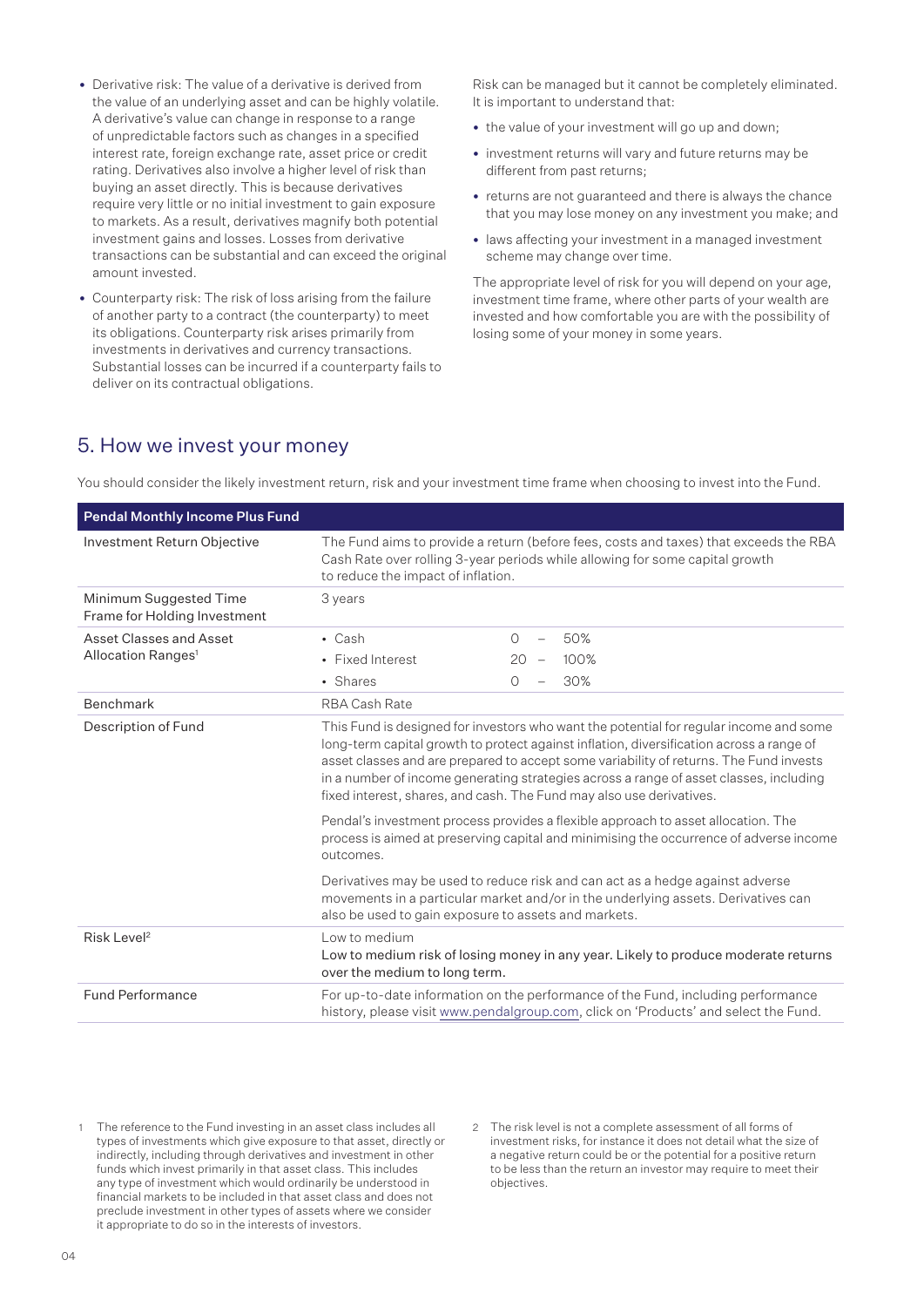- Derivative risk: The value of a derivative is derived from the value of an underlying asset and can be highly volatile. A derivative's value can change in response to a range of unpredictable factors such as changes in a specified interest rate, foreign exchange rate, asset price or credit rating. Derivatives also involve a higher level of risk than buying an asset directly. This is because derivatives require very little or no initial investment to gain exposure to markets. As a result, derivatives magnify both potential investment gains and losses. Losses from derivative transactions can be substantial and can exceed the original amount invested.
- Counterparty risk: The risk of loss arising from the failure of another party to a contract (the counterparty) to meet its obligations. Counterparty risk arises primarily from investments in derivatives and currency transactions. Substantial losses can be incurred if a counterparty fails to deliver on its contractual obligations.

Risk can be managed but it cannot be completely eliminated. It is important to understand that:

- the value of your investment will go up and down;
- investment returns will vary and future returns may be different from past returns;
- returns are not guaranteed and there is always the chance that you may lose money on any investment you make; and
- laws affecting your investment in a managed investment scheme may change over time.

The appropriate level of risk for you will depend on your age, investment time frame, where other parts of your wealth are invested and how comfortable you are with the possibility of losing some of your money in some years.

## 5. How we invest your money

You should consider the likely investment return, risk and your investment time frame when choosing to invest into the Fund.

| **Pendal Monthly Income Plus Fund** | |
|---|---|
| Investment Return Objective | The Fund aims to provide a return (before fees, costs and taxes) that exceeds the RBA Cash Rate over rolling 3-year periods while allowing for some capital growth to reduce the impact of inflation. |
| Minimum Suggested Time Frame for Holding Investment | 3 years |
| Asset Classes and Asset Allocation Ranges[1] | • Cash 0 – 50%<br>• Fixed Interest 20 – 100%<br>• Shares 0 – 30% |
| Benchmark | RBA Cash Rate |
| Description of Fund | This Fund is designed for investors who want the potential for regular income and some long-term capital growth to protect against inflation, diversification across a range of asset classes and are prepared to accept some variability of returns. The Fund invests in a number of income generating strategies across a range of asset classes, including fixed interest, shares, and cash. The Fund may also use derivatives.<br><br>Pendal's investment process provides a flexible approach to asset allocation. The process is aimed at preserving capital and minimising the occurrence of adverse income outcomes.<br><br>Derivatives may be used to reduce risk and can act as a hedge against adverse movements in a particular market and/or in the underlying assets. Derivatives can also be used to gain exposure to assets and markets. |
| Risk Level[2] | Low to medium<br>Low to medium risk of losing money in any year. Likely to produce moderate returns over the medium to long term. |
| Fund Performance | For up-to-date information on the performance of the Fund, including performance history, please visit www.pendalgroup.com, click on 'Products' and select the Fund. |

1 The reference to the Fund investing in an asset class includes all types of investments which give exposure to that asset, directly or indirectly, including through derivatives and investment in other funds which invest primarily in that asset class. This includes any type of investment which would ordinarily be understood in financial markets to be included in that asset class and does not preclude investment in other types of assets where we consider it appropriate to do so in the interests of investors.

2 The risk level is not a complete assessment of all forms of investment risks, for instance it does not detail what the size of a negative return could be or the potential for a positive return to be less than the return an investor may require to meet their objectives.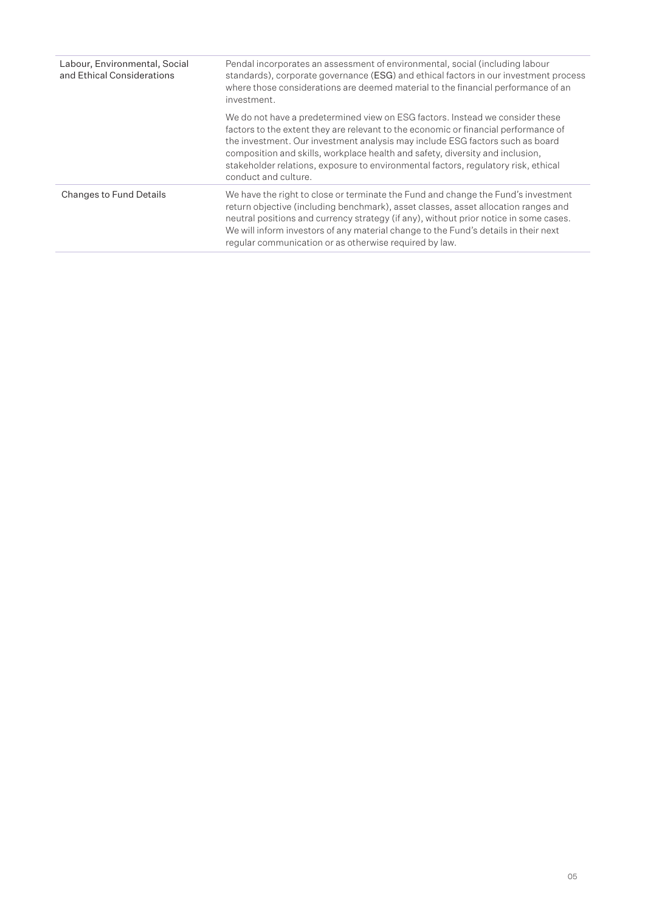| | |
|---|---|
| Labour, Environmental, Social and Ethical Considerations | Pendal incorporates an assessment of environmental, social (including labour standards), corporate governance (**ESG**) and ethical factors in our investment process where those considerations are deemed material to the financial performance of an investment.<br><br>We do not have a predetermined view on ESG factors. Instead we consider these factors to the extent they are relevant to the economic or financial performance of the investment. Our investment analysis may include ESG factors such as board composition and skills, workplace health and safety, diversity and inclusion, stakeholder relations, exposure to environmental factors, regulatory risk, ethical conduct and culture. |
| Changes to Fund Details | We have the right to close or terminate the Fund and change the Fund's investment return objective (including benchmark), asset classes, asset allocation ranges and neutral positions and currency strategy (if any), without prior notice in some cases. We will inform investors of any material change to the Fund's details in their next regular communication or as otherwise required by law. |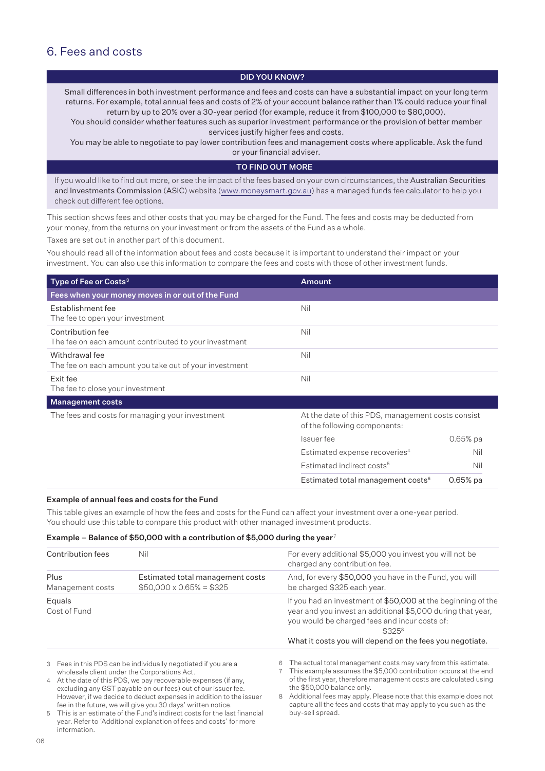## 6. Fees and costs

**DID YOU KNOW?**

Small differences in both investment performance and fees and costs can have a substantial impact on your long term returns. For example, total annual fees and costs of 2% of your account balance rather than 1% could reduce your final return by up to 20% over a 30-year period (for example, reduce it from $100,000 to $80,000).

You should consider whether features such as superior investment performance or the provision of better member services justify higher fees and costs.

You may be able to negotiate to pay lower contribution fees and management costs where applicable. Ask the fund or your financial adviser.

**TO FIND OUT MORE**

If you would like to find out more, or see the impact of the fees based on your own circumstances, the Australian Securities and Investments Commission (ASIC) website (www.moneysmart.gov.au) has a managed funds fee calculator to help you check out different fee options.

This section shows fees and other costs that you may be charged for the Fund. The fees and costs may be deducted from your money, from the returns on your investment or from the assets of the Fund as a whole.

Taxes are set out in another part of this document.

You should read all of the information about fees and costs because it is important to understand their impact on your investment. You can also use this information to compare the fees and costs with those of other investment funds.

| Type of Fee or Costs[3] | Amount | |
|---|---|---|
| **Fees when your money moves in or out of the Fund** | | |
| Establishment fee<br>The fee to open your investment | Nil | |
| Contribution fee<br>The fee on each amount contributed to your investment | Nil | |
| Withdrawal fee<br>The fee on each amount you take out of your investment | Nil | |
| Exit fee<br>The fee to close your investment | Nil | |
| **Management costs** | | |
| The fees and costs for managing your investment | At the date of this PDS, management costs consist of the following components: | |
| | Issuer fee | 0.65% pa |
| | Estimated expense recoveries[4] | Nil |
| | Estimated indirect costs[5] | Nil |
| | Estimated total management costs[6] | 0.65% pa |

### Example of annual fees and costs for the Fund

This table gives an example of how the fees and costs for the Fund can affect your investment over a one-year period. You should use this table to compare this product with other managed investment products.

**Example – Balance of $50,000 with a contribution of $5,000 during the year**[7]

| | | |
|---|---|---|
| Contribution fees | Nil | For every additional $5,000 you invest you will not be charged any contribution fee. |
| Plus<br>Management costs | Estimated total management costs<br>$50,000 x 0.65% = $325 | And, for every $50,000 you have in the Fund, you will be charged $325 each year. |
| Equals<br>Cost of Fund | | If you had an investment of $50,000 at the beginning of the year and you invest an additional $5,000 during that year, you would be charged fees and incur costs of:<br>$325[8]<br>What it costs you will depend on the fees you negotiate. |

3 Fees in this PDS can be individually negotiated if you are a wholesale client under the Corporations Act.

4 At the date of this PDS, we pay recoverable expenses (if any, excluding any GST payable on our fees) out of our issuer fee. However, if we decide to deduct expenses in addition to the issuer fee in the future, we will give you 30 days' written notice.

5 This is an estimate of the Fund's indirect costs for the last financial year. Refer to 'Additional explanation of fees and costs' for more information.

6 The actual total management costs may vary from this estimate.

7 This example assumes the $5,000 contribution occurs at the end of the first year, therefore management costs are calculated using the $50,000 balance only.

8 Additional fees may apply. Please note that this example does not capture all the fees and costs that may apply to you such as the buy-sell spread.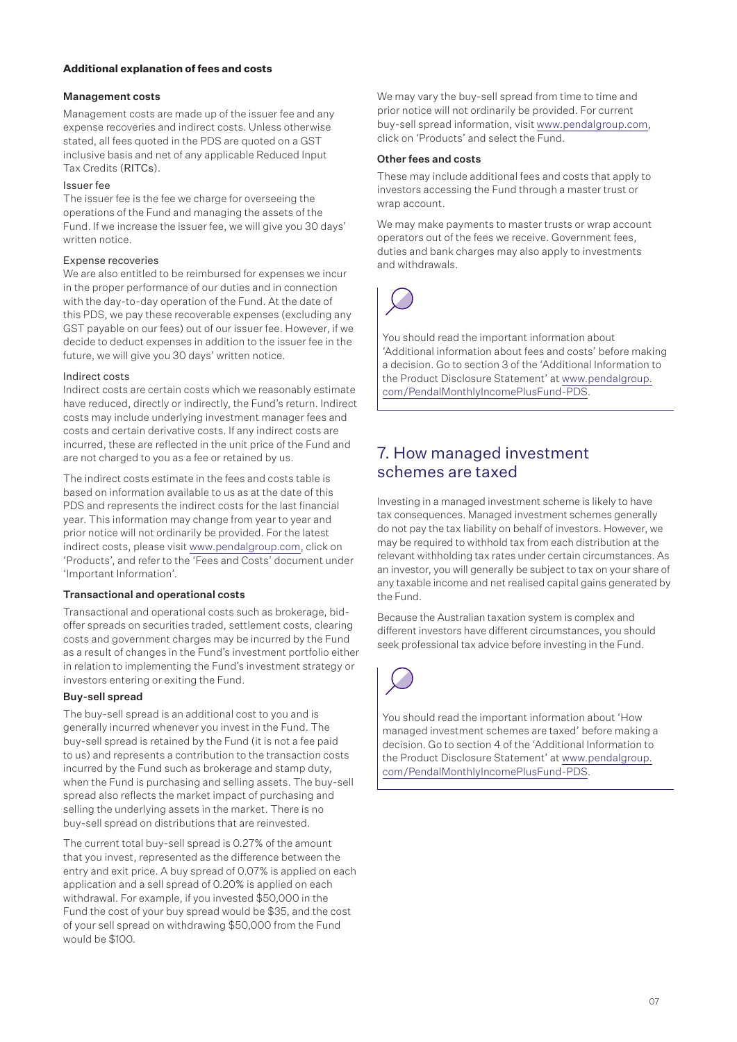**Additional explanation of fees and costs**

### Management costs

Management costs are made up of the issuer fee and any expense recoveries and indirect costs. Unless otherwise stated, all fees quoted in the PDS are quoted on a GST inclusive basis and net of any applicable Reduced Input Tax Credits (RITCs).

#### Issuer fee

The issuer fee is the fee we charge for overseeing the operations of the Fund and managing the assets of the Fund. If we increase the issuer fee, we will give you 30 days' written notice.

#### Expense recoveries

We are also entitled to be reimbursed for expenses we incur in the proper performance of our duties and in connection with the day-to-day operation of the Fund. At the date of this PDS, we pay these recoverable expenses (excluding any GST payable on our fees) out of our issuer fee. However, if we decide to deduct expenses in addition to the issuer fee in the future, we will give you 30 days' written notice.

#### Indirect costs

Indirect costs are certain costs which we reasonably estimate have reduced, directly or indirectly, the Fund's return. Indirect costs may include underlying investment manager fees and costs and certain derivative costs. If any indirect costs are incurred, these are reflected in the unit price of the Fund and are not charged to you as a fee or retained by us.

The indirect costs estimate in the fees and costs table is based on information available to us as at the date of this PDS and represents the indirect costs for the last financial year. This information may change from year to year and prior notice will not ordinarily be provided. For the latest indirect costs, please visit www.pendalgroup.com, click on 'Products', and refer to the 'Fees and Costs' document under 'Important Information'.

### Transactional and operational costs

Transactional and operational costs such as brokerage, bid-offer spreads on securities traded, settlement costs, clearing costs and government charges may be incurred by the Fund as a result of changes in the Fund's investment portfolio either in relation to implementing the Fund's investment strategy or investors entering or exiting the Fund.

### Buy-sell spread

The buy-sell spread is an additional cost to you and is generally incurred whenever you invest in the Fund. The buy-sell spread is retained by the Fund (it is not a fee paid to us) and represents a contribution to the transaction costs incurred by the Fund such as brokerage and stamp duty, when the Fund is purchasing and selling assets. The buy-sell spread also reflects the market impact of purchasing and selling the underlying assets in the market. There is no buy-sell spread on distributions that are reinvested.

The current total buy-sell spread is 0.27% of the amount that you invest, represented as the difference between the entry and exit price. A buy spread of 0.07% is applied on each application and a sell spread of 0.20% is applied on each withdrawal. For example, if you invested $50,000 in the Fund the cost of your buy spread would be $35, and the cost of your sell spread on withdrawing $50,000 from the Fund would be $100.

We may vary the buy-sell spread from time to time and prior notice will not ordinarily be provided. For current buy-sell spread information, visit www.pendalgroup.com, click on 'Products' and select the Fund.

### Other fees and costs

These may include additional fees and costs that apply to investors accessing the Fund through a master trust or wrap account.

We may make payments to master trusts or wrap account operators out of the fees we receive. Government fees, duties and bank charges may also apply to investments and withdrawals.

You should read the important information about 'Additional information about fees and costs' before making a decision. Go to section 3 of the 'Additional Information to the Product Disclosure Statement' at www.pendalgroup.com/PendalMonthlyIncomePlusFund-PDS.

## 7. How managed investment schemes are taxed

Investing in a managed investment scheme is likely to have tax consequences. Managed investment schemes generally do not pay the tax liability on behalf of investors. However, we may be required to withhold tax from each distribution at the relevant withholding tax rates under certain circumstances. As an investor, you will generally be subject to tax on your share of any taxable income and net realised capital gains generated by the Fund.

Because the Australian taxation system is complex and different investors have different circumstances, you should seek professional tax advice before investing in the Fund.

You should read the important information about 'How managed investment schemes are taxed' before making a decision. Go to section 4 of the 'Additional Information to the Product Disclosure Statement' at www.pendalgroup.com/PendalMonthlyIncomePlusFund-PDS.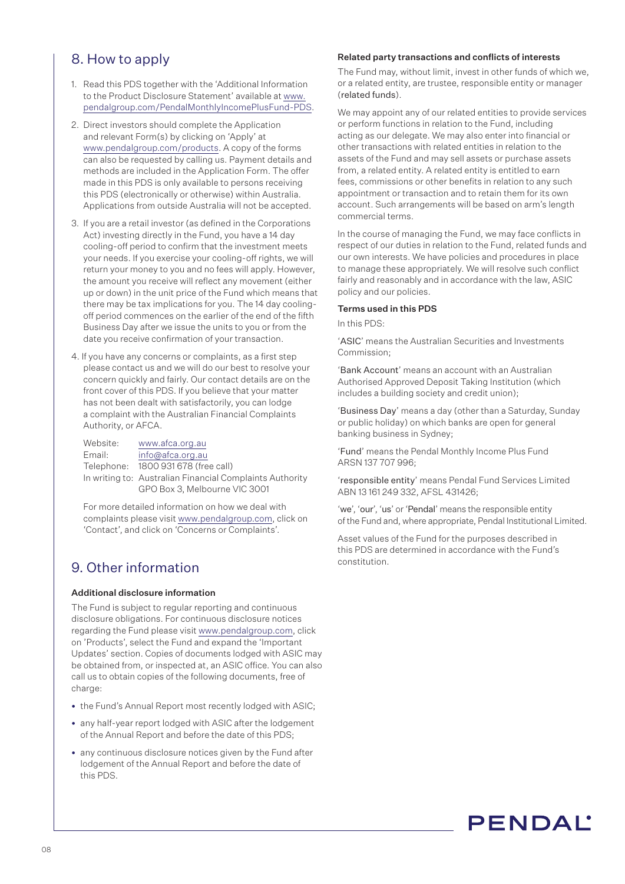## 8. How to apply

1. Read this PDS together with the 'Additional Information to the Product Disclosure Statement' available at www.pendalgroup.com/PendalMonthlyIncomePlusFund-PDS.
2. Direct investors should complete the Application and relevant Form(s) by clicking on 'Apply' at www.pendalgroup.com/products. A copy of the forms can also be requested by calling us. Payment details and methods are included in the Application Form. The offer made in this PDS is only available to persons receiving this PDS (electronically or otherwise) within Australia. Applications from outside Australia will not be accepted.
3. If you are a retail investor (as defined in the Corporations Act) investing directly in the Fund, you have a 14 day cooling-off period to confirm that the investment meets your needs. If you exercise your cooling-off rights, we will return your money to you and no fees will apply. However, the amount you receive will reflect any movement (either up or down) in the unit price of the Fund which means that there may be tax implications for you. The 14 day cooling-off period commences on the earlier of the end of the fifth Business Day after we issue the units to you or from the date you receive confirmation of your transaction.
4. If you have any concerns or complaints, as a first step please contact us and we will do our best to resolve your concern quickly and fairly. Our contact details are on the front cover of this PDS. If you believe that your matter has not been dealt with satisfactorily, you can lodge a complaint with the Australian Financial Complaints Authority, or AFCA.

   Website: www.afca.org.au
   Email: info@afca.org.au
   Telephone: 1800 931 678 (free call)
   In writing to: Australian Financial Complaints Authority GPO Box 3, Melbourne VIC 3001

   For more detailed information on how we deal with complaints please visit www.pendalgroup.com, click on 'Contact', and click on 'Concerns or Complaints'.

## 9. Other information

### Additional disclosure information

The Fund is subject to regular reporting and continuous disclosure obligations. For continuous disclosure notices regarding the Fund please visit www.pendalgroup.com, click on 'Products', select the Fund and expand the 'Important Updates' section. Copies of documents lodged with ASIC may be obtained from, or inspected at, an ASIC office. You can also call us to obtain copies of the following documents, free of charge:

- the Fund's Annual Report most recently lodged with ASIC;
- any half-year report lodged with ASIC after the lodgement of the Annual Report and before the date of this PDS;
- any continuous disclosure notices given by the Fund after lodgement of the Annual Report and before the date of this PDS.

### Related party transactions and conflicts of interests

The Fund may, without limit, invest in other funds of which we, or a related entity, are trustee, responsible entity or manager (related funds).

We may appoint any of our related entities to provide services or perform functions in relation to the Fund, including acting as our delegate. We may also enter into financial or other transactions with related entities in relation to the assets of the Fund and may sell assets or purchase assets from, a related entity. A related entity is entitled to earn fees, commissions or other benefits in relation to any such appointment or transaction and to retain them for its own account. Such arrangements will be based on arm's length commercial terms.

In the course of managing the Fund, we may face conflicts in respect of our duties in relation to the Fund, related funds and our own interests. We have policies and procedures in place to manage these appropriately. We will resolve such conflict fairly and reasonably and in accordance with the law, ASIC policy and our policies.

### Terms used in this PDS

In this PDS:

'ASIC' means the Australian Securities and Investments Commission;

'Bank Account' means an account with an Australian Authorised Approved Deposit Taking Institution (which includes a building society and credit union);

'Business Day' means a day (other than a Saturday, Sunday or public holiday) on which banks are open for general banking business in Sydney;

'Fund' means the Pendal Monthly Income Plus Fund ARSN 137 707 996;

'responsible entity' means Pendal Fund Services Limited ABN 13 161 249 332, AFSL 431426;

'we', 'our', 'us' or 'Pendal' means the responsible entity of the Fund and, where appropriate, Pendal Institutional Limited.

Asset values of the Fund for the purposes described in this PDS are determined in accordance with the Fund's constitution.

PENDAL